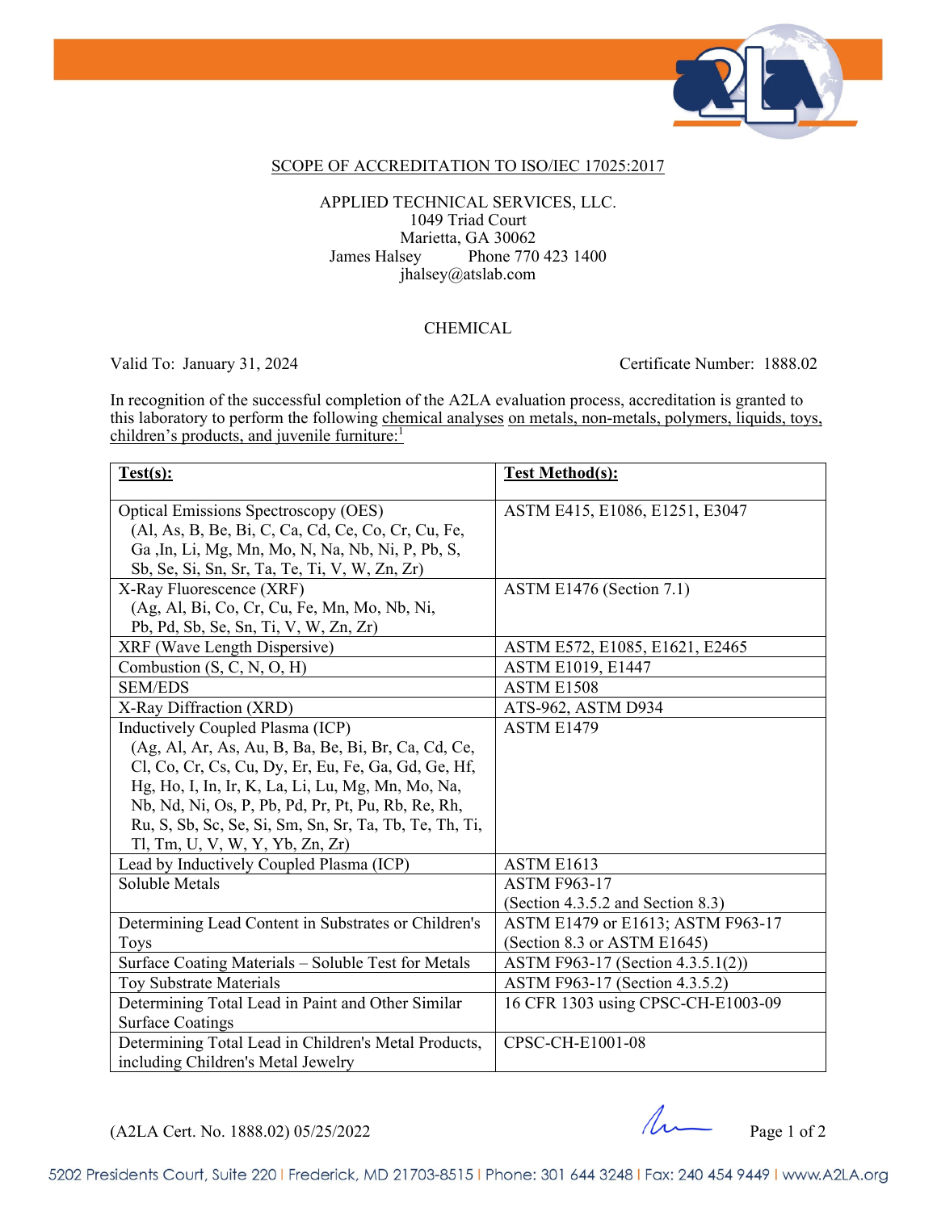## SCOPE OF ACCREDITATION TO ISO/IEC 17025:2017

APPLIED TECHNICAL SERVICES, LLC.
1049 Triad Court
Marietta, GA 30062
James Halsey Phone 770 423 1400
jhalsey@atslab.com

### CHEMICAL

Valid To: January 31, 2024 Certificate Number: 1888.02

In recognition of the successful completion of the A2LA evaluation process, accreditation is granted to this laboratory to perform the following chemical analyses on metals, non-metals, polymers, liquids, toys, children's products, and juvenile furniture:[1]

| **Test(s):** | **Test Method(s):** |
|---|---|
| Optical Emissions Spectroscopy (OES) (Al, As, B, Be, Bi, C, Ca, Cd, Ce, Co, Cr, Cu, Fe, Ga ,In, Li, Mg, Mn, Mo, N, Na, Nb, Ni, P, Pb, S, Sb, Se, Si, Sn, Sr, Ta, Te, Ti, V, W, Zn, Zr) | ASTM E415, E1086, E1251, E3047 |
| X-Ray Fluorescence (XRF) (Ag, Al, Bi, Co, Cr, Cu, Fe, Mn, Mo, Nb, Ni, Pb, Pd, Sb, Se, Sn, Ti, V, W, Zn, Zr) | ASTM E1476 (Section 7.1) |
| XRF (Wave Length Dispersive) | ASTM E572, E1085, E1621, E2465 |
| Combustion (S, C, N, O, H) | ASTM E1019, E1447 |
| SEM/EDS | ASTM E1508 |
| X-Ray Diffraction (XRD) | ATS-962, ASTM D934 |
| Inductively Coupled Plasma (ICP) (Ag, Al, Ar, As, Au, B, Ba, Be, Bi, Br, Ca, Cd, Ce, Cl, Co, Cr, Cs, Cu, Dy, Er, Eu, Fe, Ga, Gd, Ge, Hf, Hg, Ho, I, In, Ir, K, La, Li, Lu, Mg, Mn, Mo, Na, Nb, Nd, Ni, Os, P, Pb, Pd, Pr, Pt, Pu, Rb, Re, Rh, Ru, S, Sb, Sc, Se, Si, Sm, Sn, Sr, Ta, Tb, Te, Th, Ti, Tl, Tm, U, V, W, Y, Yb, Zn, Zr) | ASTM E1479 |
| Lead by Inductively Coupled Plasma (ICP) | ASTM E1613 |
| Soluble Metals | ASTM F963-17 (Section 4.3.5.2 and Section 8.3) |
| Determining Lead Content in Substrates or Children's Toys | ASTM E1479 or E1613; ASTM F963-17 (Section 8.3 or ASTM E1645) |
| Surface Coating Materials – Soluble Test for Metals | ASTM F963-17 (Section 4.3.5.1(2)) |
| Toy Substrate Materials | ASTM F963-17 (Section 4.3.5.2) |
| Determining Total Lead in Paint and Other Similar Surface Coatings | 16 CFR 1303 using CPSC-CH-E1003-09 |
| Determining Total Lead in Children's Metal Products, including Children's Metal Jewelry | CPSC-CH-E1001-08 |

(A2LA Cert. No. 1888.02) 05/25/2022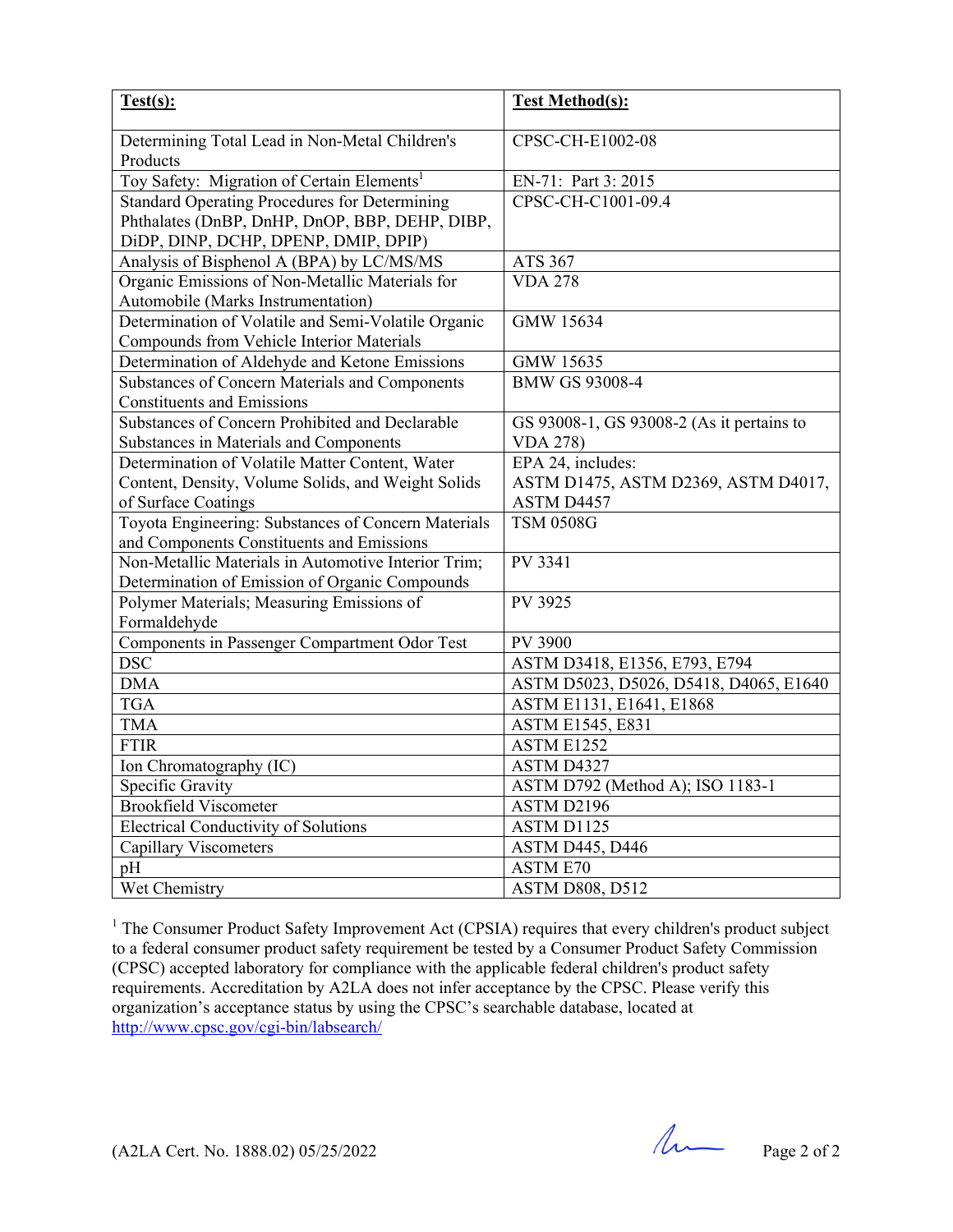| Test(s): | Test Method(s): |
|---|---|
| Determining Total Lead in Non-Metal Children's Products | CPSC-CH-E1002-08 |
| Toy Safety: Migration of Certain Elements[1] | EN-71: Part 3: 2015 |
| Standard Operating Procedures for Determining Phthalates (DnBP, DnHP, DnOP, BBP, DEHP, DIBP, DiDP, DINP, DCHP, DPENP, DMIP, DPIP) | CPSC-CH-C1001-09.4 |
| Analysis of Bisphenol A (BPA) by LC/MS/MS | ATS 367 |
| Organic Emissions of Non-Metallic Materials for Automobile (Marks Instrumentation) | VDA 278 |
| Determination of Volatile and Semi-Volatile Organic Compounds from Vehicle Interior Materials | GMW 15634 |
| Determination of Aldehyde and Ketone Emissions | GMW 15635 |
| Substances of Concern Materials and Components Constituents and Emissions | BMW GS 93008-4 |
| Substances of Concern Prohibited and Declarable Substances in Materials and Components | GS 93008-1, GS 93008-2 (As it pertains to VDA 278) |
| Determination of Volatile Matter Content, Water Content, Density, Volume Solids, and Weight Solids of Surface Coatings | EPA 24, includes: ASTM D1475, ASTM D2369, ASTM D4017, ASTM D4457 |
| Toyota Engineering: Substances of Concern Materials and Components Constituents and Emissions | TSM 0508G |
| Non-Metallic Materials in Automotive Interior Trim; Determination of Emission of Organic Compounds | PV 3341 |
| Polymer Materials; Measuring Emissions of Formaldehyde | PV 3925 |
| Components in Passenger Compartment Odor Test | PV 3900 |
| DSC | ASTM D3418, E1356, E793, E794 |
| DMA | ASTM D5023, D5026, D5418, D4065, E1640 |
| TGA | ASTM E1131, E1641, E1868 |
| TMA | ASTM E1545, E831 |
| FTIR | ASTM E1252 |
| Ion Chromatography (IC) | ASTM D4327 |
| Specific Gravity | ASTM D792 (Method A); ISO 1183-1 |
| Brookfield Viscometer | ASTM D2196 |
| Electrical Conductivity of Solutions | ASTM D1125 |
| Capillary Viscometers | ASTM D445, D446 |
| pH | ASTM E70 |
| Wet Chemistry | ASTM D808, D512 |

[1] The Consumer Product Safety Improvement Act (CPSIA) requires that every children's product subject to a federal consumer product safety requirement be tested by a Consumer Product Safety Commission (CPSC) accepted laboratory for compliance with the applicable federal children's product safety requirements. Accreditation by A2LA does not infer acceptance by the CPSC. Please verify this organization's acceptance status by using the CPSC's searchable database, located at http://www.cpsc.gov/cgi-bin/labsearch/

(A2LA Cert. No. 1888.02) 05/25/2022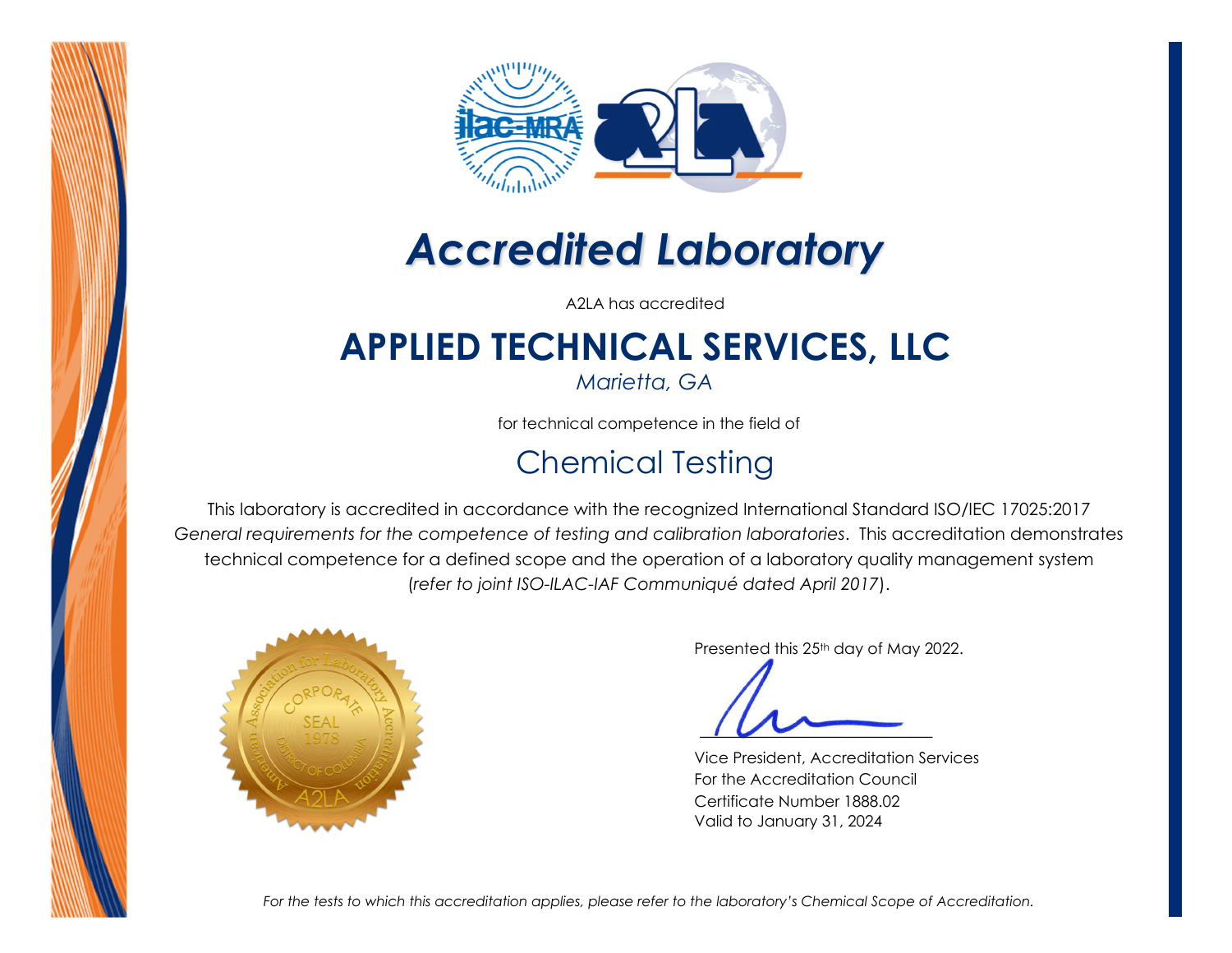# Accredited Laboratory

A2LA has accredited

## APPLIED TECHNICAL SERVICES, LLC

*Marietta, GA*

for technical competence in the field of

## Chemical Testing

This laboratory is accredited in accordance with the recognized International Standard ISO/IEC 17025:2017 *General requirements for the competence of testing and calibration laboratories*. This accreditation demonstrates technical competence for a defined scope and the operation of a laboratory quality management system (*refer to joint ISO-ILAC-IAF Communiqué dated April 2017*).

Presented this 25th day of May 2022.

Vice President, Accreditation Services
For the Accreditation Council
Certificate Number 1888.02
Valid to January 31, 2024

*For the tests to which this accreditation applies, please refer to the laboratory's Chemical Scope of Accreditation.*